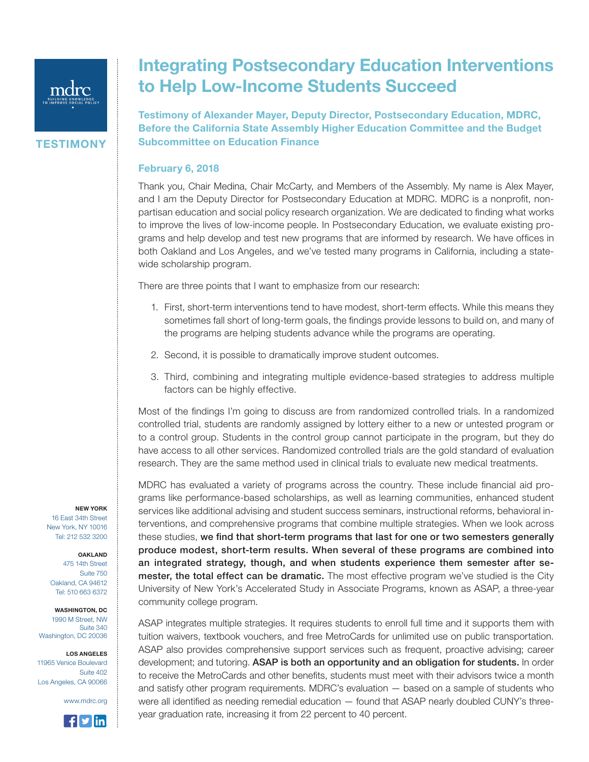**TESTIMONY**

# Integrating Postsecondary Education Interventions to Help Low-Income Students Succeed

**Testimony of Alexander Mayer, Deputy Director, Postsecondary Education, MDRC, Before the California State Assembly Higher Education Committee and the Budget Subcommittee on Education Finance**

**February 6, 2018**

Thank you, Chair Medina, Chair McCarty, and Members of the Assembly. My name is Alex Mayer, and I am the Deputy Director for Postsecondary Education at MDRC. MDRC is a nonprofit, nonpartisan education and social policy research organization. We are dedicated to finding what works to improve the lives of low-income people. In Postsecondary Education, we evaluate existing programs and help develop and test new programs that are informed by research. We have offices in both Oakland and Los Angeles, and we've tested many programs in California, including a statewide scholarship program.

There are three points that I want to emphasize from our research:

1. First, short-term interventions tend to have modest, short-term effects. While this means they sometimes fall short of long-term goals, the findings provide lessons to build on, and many of the programs are helping students advance while the programs are operating.
2. Second, it is possible to dramatically improve student outcomes.
3. Third, combining and integrating multiple evidence-based strategies to address multiple factors can be highly effective.

Most of the findings I'm going to discuss are from randomized controlled trials. In a randomized controlled trial, students are randomly assigned by lottery either to a new or untested program or to a control group. Students in the control group cannot participate in the program, but they do have access to all other services. Randomized controlled trials are the gold standard of evaluation research. They are the same method used in clinical trials to evaluate new medical treatments.

MDRC has evaluated a variety of programs across the country. These include financial aid programs like performance-based scholarships, as well as learning communities, enhanced student services like additional advising and student success seminars, instructional reforms, behavioral interventions, and comprehensive programs that combine multiple strategies. When we look across these studies, **we find that short-term programs that last for one or two semesters generally produce modest, short-term results. When several of these programs are combined into an integrated strategy, though, and when students experience them semester after semester, the total effect can be dramatic.** The most effective program we've studied is the City University of New York's Accelerated Study in Associate Programs, known as ASAP, a three-year community college program.

ASAP integrates multiple strategies. It requires students to enroll full time and it supports them with tuition waivers, textbook vouchers, and free MetroCards for unlimited use on public transportation. ASAP also provides comprehensive support services such as frequent, proactive advising; career development; and tutoring. **ASAP is both an opportunity and an obligation for students.** In order to receive the MetroCards and other benefits, students must meet with their advisors twice a month and satisfy other program requirements. MDRC's evaluation — based on a sample of students who were all identified as needing remedial education — found that ASAP nearly doubled CUNY's three-year graduation rate, increasing it from 22 percent to 40 percent.

**NEW YORK**
16 East 34th Street
New York, NY 10016
Tel: 212 532 3200

**OAKLAND**
475 14th Street
Suite 750
Oakland, CA 94612
Tel: 510 663 6372

**WASHINGTON, DC**
1990 M Street, NW
Suite 340
Washington, DC 20036

**LOS ANGELES**
11965 Venice Boulevard
Suite 402
Los Angeles, CA 90066

www.mdrc.org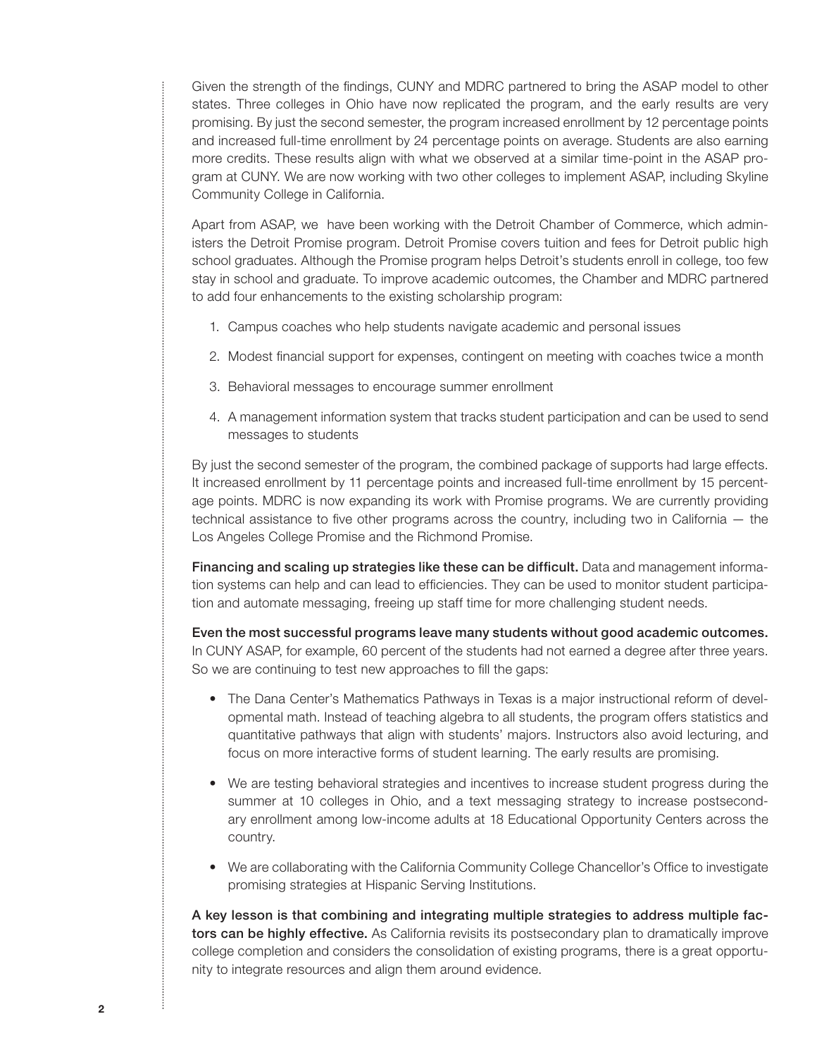Given the strength of the findings, CUNY and MDRC partnered to bring the ASAP model to other states. Three colleges in Ohio have now replicated the program, and the early results are very promising. By just the second semester, the program increased enrollment by 12 percentage points and increased full-time enrollment by 24 percentage points on average. Students are also earning more credits. These results align with what we observed at a similar time-point in the ASAP program at CUNY. We are now working with two other colleges to implement ASAP, including Skyline Community College in California.

Apart from ASAP, we have been working with the Detroit Chamber of Commerce, which administers the Detroit Promise program. Detroit Promise covers tuition and fees for Detroit public high school graduates. Although the Promise program helps Detroit's students enroll in college, too few stay in school and graduate. To improve academic outcomes, the Chamber and MDRC partnered to add four enhancements to the existing scholarship program:

1. Campus coaches who help students navigate academic and personal issues
2. Modest financial support for expenses, contingent on meeting with coaches twice a month
3. Behavioral messages to encourage summer enrollment
4. A management information system that tracks student participation and can be used to send messages to students

By just the second semester of the program, the combined package of supports had large effects. It increased enrollment by 11 percentage points and increased full-time enrollment by 15 percentage points. MDRC is now expanding its work with Promise programs. We are currently providing technical assistance to five other programs across the country, including two in California — the Los Angeles College Promise and the Richmond Promise.

**Financing and scaling up strategies like these can be difficult.** Data and management information systems can help and can lead to efficiencies. They can be used to monitor student participation and automate messaging, freeing up staff time for more challenging student needs.

**Even the most successful programs leave many students without good academic outcomes.** In CUNY ASAP, for example, 60 percent of the students had not earned a degree after three years. So we are continuing to test new approaches to fill the gaps:

- The Dana Center's Mathematics Pathways in Texas is a major instructional reform of developmental math. Instead of teaching algebra to all students, the program offers statistics and quantitative pathways that align with students' majors. Instructors also avoid lecturing, and focus on more interactive forms of student learning. The early results are promising.
- We are testing behavioral strategies and incentives to increase student progress during the summer at 10 colleges in Ohio, and a text messaging strategy to increase postsecondary enrollment among low-income adults at 18 Educational Opportunity Centers across the country.
- We are collaborating with the California Community College Chancellor's Office to investigate promising strategies at Hispanic Serving Institutions.

**A key lesson is that combining and integrating multiple strategies to address multiple factors can be highly effective.** As California revisits its postsecondary plan to dramatically improve college completion and considers the consolidation of existing programs, there is a great opportunity to integrate resources and align them around evidence.